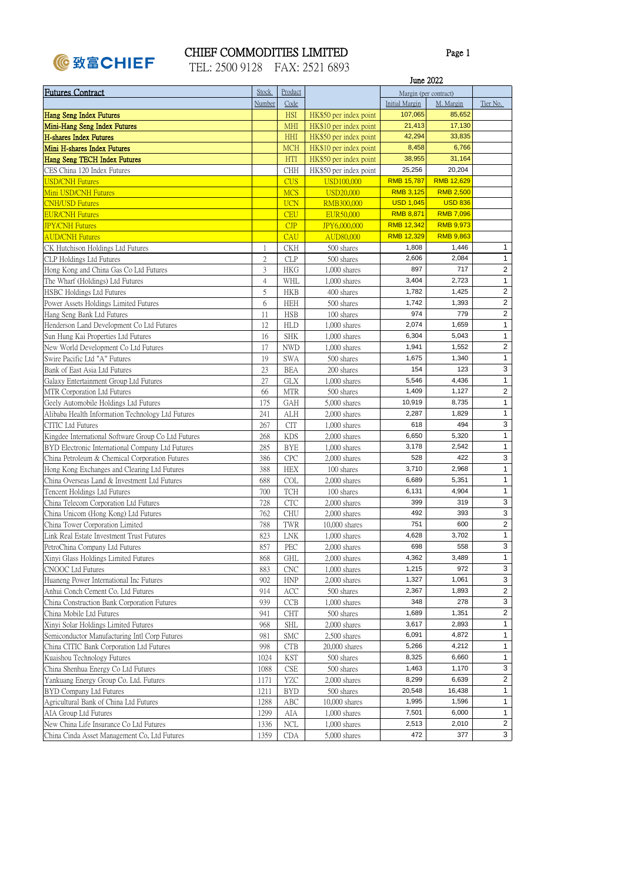# CHIEF COMMODITIES LIMITED

TEL: 2500 9128 FAX: 2521 6893

June 2022

| Futures Contract | Stock Number | Product Code | | Margin (per contract) Initial Margin | M. Margin | Tier No. |
|---|---|---|---|---|---|---|
| Hang Seng Index Futures | | HSI | HK$50 per index point | 107,065 | 85,652 | |
| Mini-Hang Seng Index Futures | | MHI | HK$10 per index point | 21,413 | 17,130 | |
| H-shares Index Futures | | HHI | HK$50 per index point | 42,294 | 33,835 | |
| Mini H-shares Index Futures | | MCH | HK$10 per index point | 8,458 | 6,766 | |
| Hang Seng TECH Index Futures | | HTI | HK$50 per index point | 38,955 | 31,164 | |
| CES China 120 Index Futures | | CHH | HK$50 per index point | 25,256 | 20,204 | |
| USD/CNH Futures | | CUS | USD100,000 | RMB 15,787 | RMB 12,629 | |
| Mini USD/CNH Futures | | MCS | USD20,000 | RMB 3,125 | RMB 2,500 | |
| CNH/USD Futures | | UCN | RMB300,000 | USD 1,045 | USD 836 | |
| EUR/CNH Futures | | CEU | EUR50,000 | RMB 8,871 | RMB 7,096 | |
| JPY/CNH Futures | | CJP | JPY6,000,000 | RMB 12,342 | RMB 9,973 | |
| AUD/CNH Futures | | CAU | AUD80,000 | RMB 12,329 | RMB 9,863 | |
| CK Hutchison Holdings Ltd Futures | 1 | CKH | 500 shares | 1,808 | 1,446 | 1 |
| CLP Holdings Ltd Futures | 2 | CLP | 500 shares | 2,606 | 2,084 | 1 |
| Hong Kong and China Gas Co Ltd Futures | 3 | HKG | 1,000 shares | 897 | 717 | 2 |
| The Wharf (Holdings) Ltd Futures | 4 | WHL | 1,000 shares | 3,404 | 2,723 | 1 |
| HSBC Holdings Ltd Futures | 5 | HKB | 400 shares | 1,782 | 1,425 | 2 |
| Power Assets Holdings Limited Futures | 6 | HEH | 500 shares | 1,742 | 1,393 | 2 |
| Hang Seng Bank Ltd Futures | 11 | HSB | 100 shares | 974 | 779 | 2 |
| Henderson Land Development Co Ltd Futures | 12 | HLD | 1,000 shares | 2,074 | 1,659 | 1 |
| Sun Hung Kai Properties Ltd Futures | 16 | SHK | 1,000 shares | 6,304 | 5,043 | 1 |
| New World Development Co Ltd Futures | 17 | NWD | 1,000 shares | 1,941 | 1,552 | 2 |
| Swire Pacific Ltd "A" Futures | 19 | SWA | 500 shares | 1,675 | 1,340 | 1 |
| Bank of East Asia Ltd Futures | 23 | BEA | 200 shares | 154 | 123 | 3 |
| Galaxy Entertainment Group Ltd Futures | 27 | GLX | 1,000 shares | 5,546 | 4,436 | 1 |
| MTR Corporation Ltd Futures | 66 | MTR | 500 shares | 1,409 | 1,127 | 2 |
| Geely Automobile Holdings Ltd Futures | 175 | GAH | 5,000 shares | 10,919 | 8,735 | 1 |
| Alibaba Health Information Technology Ltd Futures | 241 | ALH | 2,000 shares | 2,287 | 1,829 | 1 |
| CITIC Ltd Futures | 267 | CIT | 1,000 shares | 618 | 494 | 3 |
| Kingdee International Software Group Co Ltd Futures | 268 | KDS | 2,000 shares | 6,650 | 5,320 | 1 |
| BYD Electronic International Company Ltd Futures | 285 | BYE | 1,000 shares | 3,178 | 2,542 | 1 |
| China Petroleum & Chemical Corporation Futures | 386 | CPC | 2,000 shares | 528 | 422 | 3 |
| Hong Kong Exchanges and Clearing Ltd Futures | 388 | HEX | 100 shares | 3,710 | 2,968 | 1 |
| China Overseas Land & Investment Ltd Futures | 688 | COL | 2,000 shares | 6,689 | 5,351 | 1 |
| Tencent Holdings Ltd Futures | 700 | TCH | 100 shares | 6,131 | 4,904 | 1 |
| China Telecom Corporation Ltd Futures | 728 | CTC | 2,000 shares | 399 | 319 | 3 |
| China Unicom (Hong Kong) Ltd Futures | 762 | CHU | 2,000 shares | 492 | 393 | 3 |
| China Tower Corporation Limited | 788 | TWR | 10,000 shares | 751 | 600 | 2 |
| Link Real Estate Investment Trust Futures | 823 | LNK | 1,000 shares | 4,628 | 3,702 | 1 |
| PetroChina Company Ltd Futures | 857 | PEC | 2,000 shares | 698 | 558 | 3 |
| Xinyi Glass Holdings Limited Futures | 868 | GHL | 2,000 shares | 4,362 | 3,489 | 1 |
| CNOOC Ltd Futures | 883 | CNC | 1,000 shares | 1,215 | 972 | 3 |
| Huaneng Power International Inc Futures | 902 | HNP | 2,000 shares | 1,327 | 1,061 | 3 |
| Anhui Conch Cement Co. Ltd Futures | 914 | ACC | 500 shares | 2,367 | 1,893 | 2 |
| China Construction Bank Corporation Futures | 939 | CCB | 1,000 shares | 348 | 278 | 3 |
| China Mobile Ltd Futures | 941 | CHT | 500 shares | 1,689 | 1,351 | 2 |
| Xinyi Solar Holdings Limited Futures | 968 | SHL | 2,000 shares | 3,617 | 2,893 | 1 |
| Semiconductor Manufacturing Intl Corp Futures | 981 | SMC | 2,500 shares | 6,091 | 4,872 | 1 |
| China CITIC Bank Corporation Ltd Futures | 998 | CTB | 20,000 shares | 5,266 | 4,212 | 1 |
| Kuaishou Technology Futures | 1024 | KST | 500 shares | 8,325 | 6,660 | 1 |
| China Shenhua Energy Co Ltd Futures | 1088 | CSE | 500 shares | 1,463 | 1,170 | 3 |
| Yankuang Energy Group Co. Ltd. Futures | 1171 | YZC | 2,000 shares | 8,299 | 6,639 | 2 |
| BYD Company Ltd Futures | 1211 | BYD | 500 shares | 20,548 | 16,438 | 1 |
| Agricultural Bank of China Ltd Futures | 1288 | ABC | 10,000 shares | 1,995 | 1,596 | 1 |
| AIA Group Ltd Futures | 1299 | AIA | 1,000 shares | 7,501 | 6,000 | 1 |
| New China Life Insurance Co Ltd Futures | 1336 | NCL | 1,000 shares | 2,513 | 2,010 | 2 |
| China Cinda Asset Management Co, Ltd Futures | 1359 | CDA | 5,000 shares | 472 | 377 | 3 |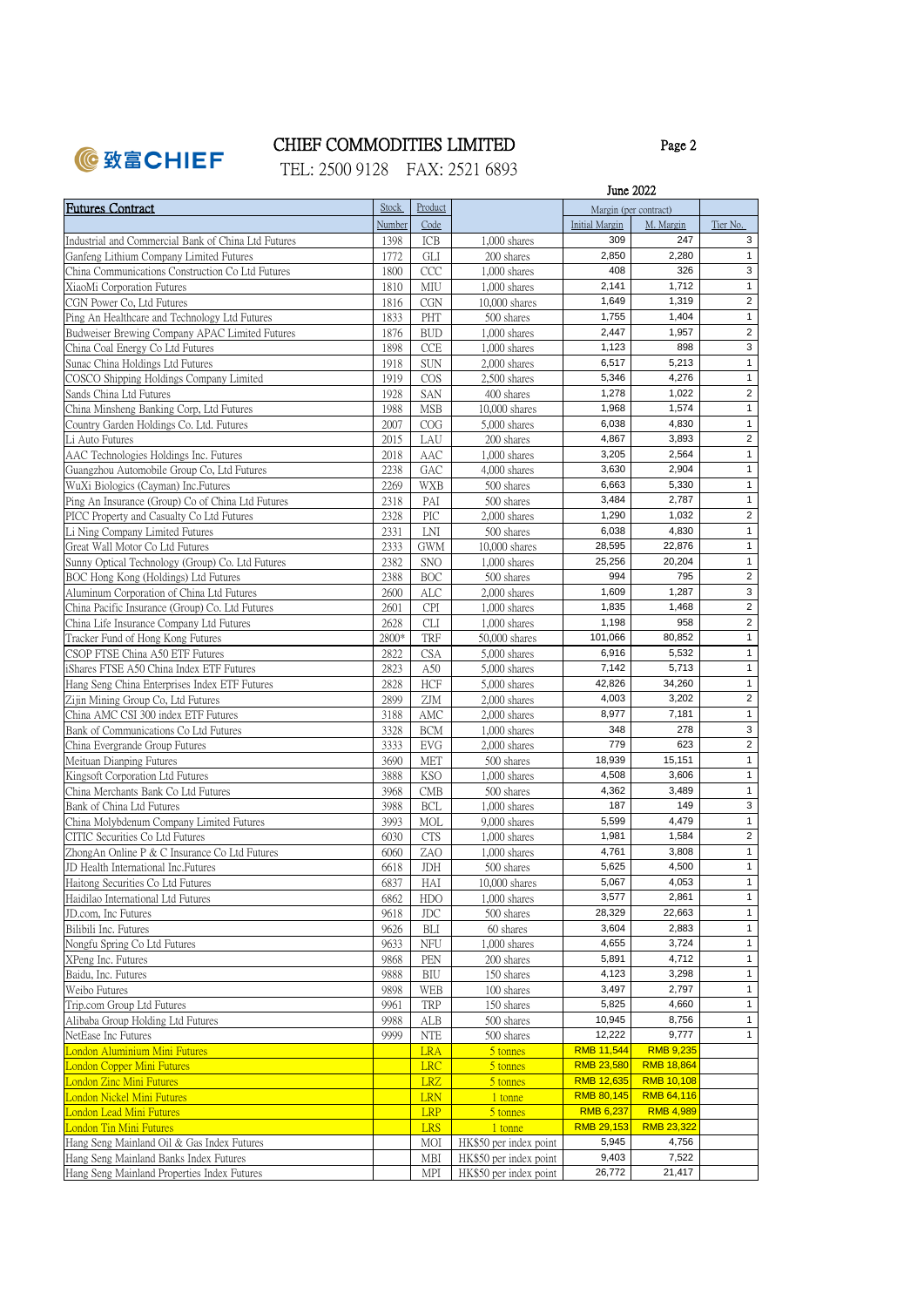# CHIEF COMMODITIES LIMITED

TEL: 2500 9128 FAX: 2521 6893

June 2022

| Futures Contract | Stock Number | Product Code | | Margin (per contract) Initial Margin | M. Margin | Tier No. |
|---|---|---|---|---|---|---|
| Industrial and Commercial Bank of China Ltd Futures | 1398 | ICB | 1,000 shares | 309 | 247 | 3 |
| Ganfeng Lithium Company Limited Futures | 1772 | GLI | 200 shares | 2,850 | 2,280 | 1 |
| China Communications Construction Co Ltd Futures | 1800 | CCC | 1,000 shares | 408 | 326 | 3 |
| XiaoMi Corporation Futures | 1810 | MIU | 1,000 shares | 2,141 | 1,712 | 1 |
| CGN Power Co, Ltd Futures | 1816 | CGN | 10,000 shares | 1,649 | 1,319 | 2 |
| Ping An Healthcare and Technology Ltd Futures | 1833 | PHT | 500 shares | 1,755 | 1,404 | 1 |
| Budweiser Brewing Company APAC Limited Futures | 1876 | BUD | 1,000 shares | 2,447 | 1,957 | 2 |
| China Coal Energy Co Ltd Futures | 1898 | CCE | 1,000 shares | 1,123 | 898 | 3 |
| Sunac China Holdings Ltd Futures | 1918 | SUN | 2,000 shares | 6,517 | 5,213 | 1 |
| COSCO Shipping Holdings Company Limited | 1919 | COS | 2,500 shares | 5,346 | 4,276 | 1 |
| Sands China Ltd Futures | 1928 | SAN | 400 shares | 1,278 | 1,022 | 2 |
| China Minsheng Banking Corp, Ltd Futures | 1988 | MSB | 10,000 shares | 1,968 | 1,574 | 1 |
| Country Garden Holdings Co. Ltd. Futures | 2007 | COG | 5,000 shares | 6,038 | 4,830 | 1 |
| Li Auto Futures | 2015 | LAU | 200 shares | 4,867 | 3,893 | 2 |
| AAC Technologies Holdings Inc. Futures | 2018 | AAC | 1,000 shares | 3,205 | 2,564 | 1 |
| Guangzhou Automobile Group Co, Ltd Futures | 2238 | GAC | 4,000 shares | 3,630 | 2,904 | 1 |
| WuXi Biologics (Cayman) Inc.Futures | 2269 | WXB | 500 shares | 6,663 | 5,330 | 1 |
| Ping An Insurance (Group) Co of China Ltd Futures | 2318 | PAI | 500 shares | 3,484 | 2,787 | 1 |
| PICC Property and Casualty Co Ltd Futures | 2328 | PIC | 2,000 shares | 1,290 | 1,032 | 2 |
| Li Ning Company Limited Futures | 2331 | LNI | 500 shares | 6,038 | 4,830 | 1 |
| Great Wall Motor Co Ltd Futures | 2333 | GWM | 10,000 shares | 28,595 | 22,876 | 1 |
| Sunny Optical Technology (Group) Co. Ltd Futures | 2382 | SNO | 1,000 shares | 25,256 | 20,204 | 1 |
| BOC Hong Kong (Holdings) Ltd Futures | 2388 | BOC | 500 shares | 994 | 795 | 2 |
| Aluminum Corporation of China Ltd Futures | 2600 | ALC | 2,000 shares | 1,609 | 1,287 | 3 |
| China Pacific Insurance (Group) Co. Ltd Futures | 2601 | CPI | 1,000 shares | 1,835 | 1,468 | 2 |
| China Life Insurance Company Ltd Futures | 2628 | CLI | 1,000 shares | 1,198 | 958 | 2 |
| Tracker Fund of Hong Kong Futures | 2800* | TRF | 50,000 shares | 101,066 | 80,852 | 1 |
| CSOP FTSE China A50 ETF Futures | 2822 | CSA | 5,000 shares | 6,916 | 5,532 | 1 |
| iShares FTSE A50 China Index ETF Futures | 2823 | A50 | 5,000 shares | 7,142 | 5,713 | 1 |
| Hang Seng China Enterprises Index ETF Futures | 2828 | HCF | 5,000 shares | 42,826 | 34,260 | 1 |
| Zijin Mining Group Co, Ltd Futures | 2899 | ZJM | 2,000 shares | 4,003 | 3,202 | 2 |
| China AMC CSI 300 index ETF Futures | 3188 | AMC | 2,000 shares | 8,977 | 7,181 | 1 |
| Bank of Communications Co Ltd Futures | 3328 | BCM | 1,000 shares | 348 | 278 | 3 |
| China Evergrande Group Futures | 3333 | EVG | 2,000 shares | 779 | 623 | 2 |
| Meituan Dianping Futures | 3690 | MET | 500 shares | 18,939 | 15,151 | 1 |
| Kingsoft Corporation Ltd Futures | 3888 | KSO | 1,000 shares | 4,508 | 3,606 | 1 |
| China Merchants Bank Co Ltd Futures | 3968 | CMB | 500 shares | 4,362 | 3,489 | 1 |
| Bank of China Ltd Futures | 3988 | BCL | 1,000 shares | 187 | 149 | 3 |
| China Molybdenum Company Limited Futures | 3993 | MOL | 9,000 shares | 5,599 | 4,479 | 1 |
| CITIC Securities Co Ltd Futures | 6030 | CTS | 1,000 shares | 1,981 | 1,584 | 2 |
| ZhongAn Online P & C Insurance Co Ltd Futures | 6060 | ZAO | 1,000 shares | 4,761 | 3,808 | 1 |
| JD Health International Inc.Futures | 6618 | JDH | 500 shares | 5,625 | 4,500 | 1 |
| Haitong Securities Co Ltd Futures | 6837 | HAI | 10,000 shares | 5,067 | 4,053 | 1 |
| Haidilao International Ltd Futures | 6862 | HDO | 1,000 shares | 3,577 | 2,861 | 1 |
| JD.com, Inc Futures | 9618 | JDC | 500 shares | 28,329 | 22,663 | 1 |
| Bilibili Inc. Futures | 9626 | BLI | 60 shares | 3,604 | 2,883 | 1 |
| Nongfu Spring Co Ltd Futures | 9633 | NFU | 1,000 shares | 4,655 | 3,724 | 1 |
| XPeng Inc. Futures | 9868 | PEN | 200 shares | 5,891 | 4,712 | 1 |
| Baidu, Inc. Futures | 9888 | BIU | 150 shares | 4,123 | 3,298 | 1 |
| Weibo Futures | 9898 | WEB | 100 shares | 3,497 | 2,797 | 1 |
| Trip.com Group Ltd Futures | 9961 | TRP | 150 shares | 5,825 | 4,660 | 1 |
| Alibaba Group Holding Ltd Futures | 9988 | ALB | 500 shares | 10,945 | 8,756 | 1 |
| NetEase Inc Futures | 9999 | NTE | 500 shares | 12,222 | 9,777 | 1 |
| London Aluminium Mini Futures | | LRA | 5 tonnes | RMB 11,544 | RMB 9,235 | |
| London Copper Mini Futures | | LRC | 5 tonnes | RMB 23,580 | RMB 18,864 | |
| London Zinc Mini Futures | | LRZ | 5 tonnes | RMB 12,635 | RMB 10,108 | |
| London Nickel Mini Futures | | LRN | 1 tonne | RMB 80,145 | RMB 64,116 | |
| London Lead Mini Futures | | LRP | 5 tonnes | RMB 6,237 | RMB 4,989 | |
| London Tin Mini Futures | | LRS | 1 tonne | RMB 29,153 | RMB 23,322 | |
| Hang Seng Mainland Oil & Gas Index Futures | | MOI | HK$50 per index point | 5,945 | 4,756 | |
| Hang Seng Mainland Banks Index Futures | | MBI | HK$50 per index point | 9,403 | 7,522 | |
| Hang Seng Mainland Properties Index Futures | | MPI | HK$50 per index point | 26,772 | 21,417 | |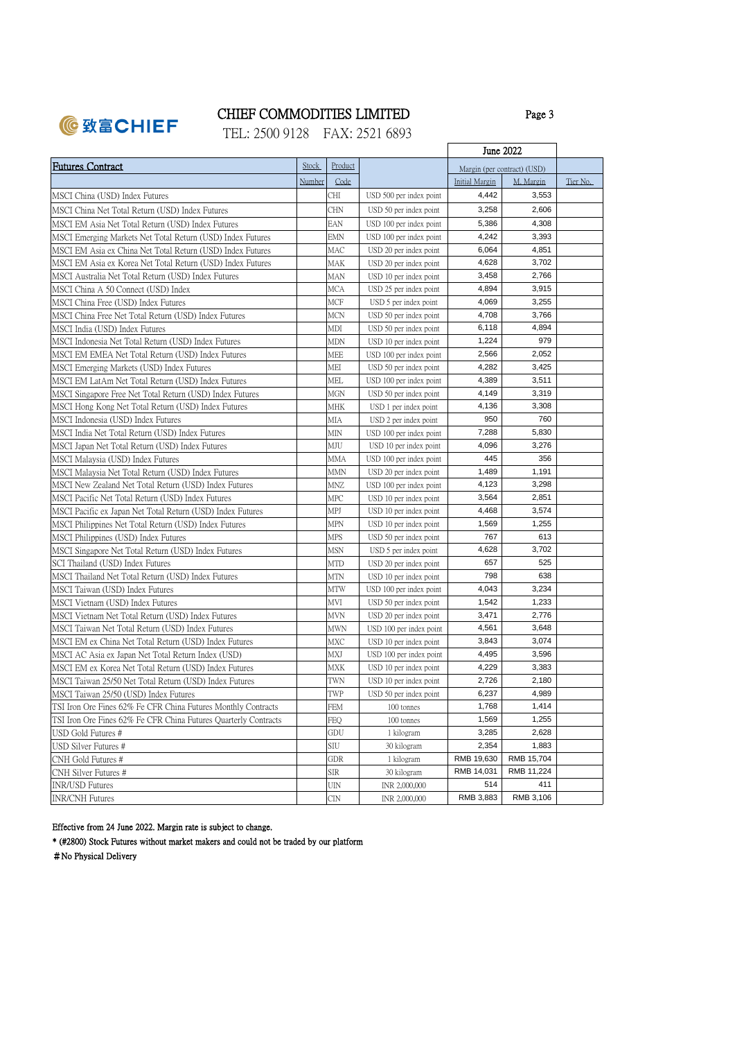# CHIEF COMMODITIES LIMITED

TEL: 2500 9128 FAX: 2521 6893

| Futures Contract | Stock Number | Product Code | | June 2022 Margin (per contract) (USD) Initial Margin | M. Margin | Tier No. |
|---|---|---|---|---|---|---|
| MSCI China (USD) Index Futures | | CHI | USD 500 per index point | 4,442 | 3,553 | |
| MSCI China Net Total Return (USD) Index Futures | | CHN | USD 50 per index point | 3,258 | 2,606 | |
| MSCI EM Asia Net Total Return (USD) Index Futures | | EAN | USD 100 per index point | 5,386 | 4,308 | |
| MSCI Emerging Markets Net Total Return (USD) Index Futures | | EMN | USD 100 per index point | 4,242 | 3,393 | |
| MSCI EM Asia ex China Net Total Return (USD) Index Futures | | MAC | USD 20 per index point | 6,064 | 4,851 | |
| MSCI EM Asia ex Korea Net Total Return (USD) Index Futures | | MAK | USD 20 per index point | 4,628 | 3,702 | |
| MSCI Australia Net Total Return (USD) Index Futures | | MAN | USD 10 per index point | 3,458 | 2,766 | |
| MSCI China A 50 Connect (USD) Index | | MCA | USD 25 per index point | 4,894 | 3,915 | |
| MSCI China Free (USD) Index Futures | | MCF | USD 5 per index point | 4,069 | 3,255 | |
| MSCI China Free Net Total Return (USD) Index Futures | | MCN | USD 50 per index point | 4,708 | 3,766 | |
| MSCI India (USD) Index Futures | | MDI | USD 50 per index point | 6,118 | 4,894 | |
| MSCI Indonesia Net Total Return (USD) Index Futures | | MDN | USD 10 per index point | 1,224 | 979 | |
| MSCI EM EMEA Net Total Return (USD) Index Futures | | MEE | USD 100 per index point | 2,566 | 2,052 | |
| MSCI Emerging Markets (USD) Index Futures | | MEI | USD 50 per index point | 4,282 | 3,425 | |
| MSCI EM LatAm Net Total Return (USD) Index Futures | | MEL | USD 100 per index point | 4,389 | 3,511 | |
| MSCI Singapore Free Net Total Return (USD) Index Futures | | MGN | USD 50 per index point | 4,149 | 3,319 | |
| MSCI Hong Kong Net Total Return (USD) Index Futures | | MHK | USD 1 per index point | 4,136 | 3,308 | |
| MSCI Indonesia (USD) Index Futures | | MIA | USD 2 per index point | 950 | 760 | |
| MSCI India Net Total Return (USD) Index Futures | | MIN | USD 100 per index point | 7,288 | 5,830 | |
| MSCI Japan Net Total Return (USD) Index Futures | | MJU | USD 10 per index point | 4,096 | 3,276 | |
| MSCI Malaysia (USD) Index Futures | | MMA | USD 100 per index point | 445 | 356 | |
| MSCI Malaysia Net Total Return (USD) Index Futures | | MMN | USD 20 per index point | 1,489 | 1,191 | |
| MSCI New Zealand Net Total Return (USD) Index Futures | | MNZ | USD 100 per index point | 4,123 | 3,298 | |
| MSCI Pacific Net Total Return (USD) Index Futures | | MPC | USD 10 per index point | 3,564 | 2,851 | |
| MSCI Pacific ex Japan Net Total Return (USD) Index Futures | | MPJ | USD 10 per index point | 4,468 | 3,574 | |
| MSCI Philippines Net Total Return (USD) Index Futures | | MPN | USD 10 per index point | 1,569 | 1,255 | |
| MSCI Philippines (USD) Index Futures | | MPS | USD 50 per index point | 767 | 613 | |
| MSCI Singapore Net Total Return (USD) Index Futures | | MSN | USD 5 per index point | 4,628 | 3,702 | |
| SCI Thailand (USD) Index Futures | | MTD | USD 20 per index point | 657 | 525 | |
| MSCI Thailand Net Total Return (USD) Index Futures | | MTN | USD 10 per index point | 798 | 638 | |
| MSCI Taiwan (USD) Index Futures | | MTW | USD 100 per index point | 4,043 | 3,234 | |
| MSCI Vietnam (USD) Index Futures | | MVI | USD 50 per index point | 1,542 | 1,233 | |
| MSCI Vietnam Net Total Return (USD) Index Futures | | MVN | USD 20 per index point | 3,471 | 2,776 | |
| MSCI Taiwan Net Total Return (USD) Index Futures | | MWN | USD 100 per index point | 4,561 | 3,648 | |
| MSCI EM ex China Net Total Return (USD) Index Futures | | MXC | USD 10 per index point | 3,843 | 3,074 | |
| MSCI AC Asia ex Japan Net Total Return Index (USD) | | MXJ | USD 100 per index point | 4,495 | 3,596 | |
| MSCI EM ex Korea Net Total Return (USD) Index Futures | | MXK | USD 10 per index point | 4,229 | 3,383 | |
| MSCI Taiwan 25/50 Net Total Return (USD) Index Futures | | TWN | USD 10 per index point | 2,726 | 2,180 | |
| MSCI Taiwan 25/50 (USD) Index Futures | | TWP | USD 50 per index point | 6,237 | 4,989 | |
| TSI Iron Ore Fines 62% Fe CFR China Futures Monthly Contracts | | FEM | 100 tonnes | 1,768 | 1,414 | |
| TSI Iron Ore Fines 62% Fe CFR China Futures Quarterly Contracts | | FEQ | 100 tonnes | 1,569 | 1,255 | |
| USD Gold Futures # | | GDU | 1 kilogram | 3,285 | 2,628 | |
| USD Silver Futures # | | SIU | 30 kilogram | 2,354 | 1,883 | |
| CNH Gold Futures # | | GDR | 1 kilogram | RMB 19,630 | RMB 15,704 | |
| CNH Silver Futures # | | SIR | 30 kilogram | RMB 14,031 | RMB 11,224 | |
| INR/USD Futures | | UIN | INR 2,000,000 | 514 | 411 | |
| INR/CNH Futures | | CIN | INR 2,000,000 | RMB 3,883 | RMB 3,106 | |

Effective from 24 June 2022. Margin rate is subject to change.

* (#2800) Stock Futures without market makers and could not be traded by our platform

＃No Physical Delivery